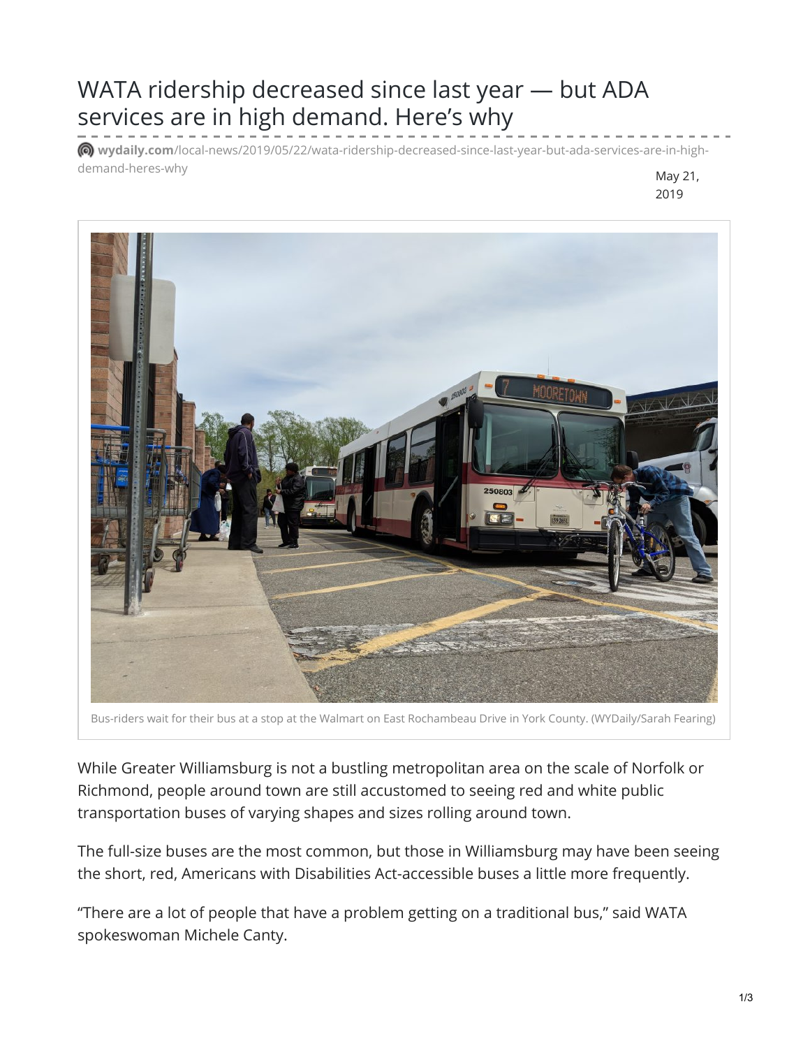# WATA ridership decreased since last year — but ADA services are in high demand. Here's why

wydaily.com/local-news/2019/05/22/wata-ridership-decreased-since-last-year-but-ada-services-are-in-high-demand-heres-why

May 21, 2019

Bus-riders wait for their bus at a stop at the Walmart on East Rochambeau Drive in York County. (WYDaily/Sarah Fearing)

While Greater Williamsburg is not a bustling metropolitan area on the scale of Norfolk or Richmond, people around town are still accustomed to seeing red and white public transportation buses of varying shapes and sizes rolling around town.

The full-size buses are the most common, but those in Williamsburg may have been seeing the short, red, Americans with Disabilities Act-accessible buses a little more frequently.

"There are a lot of people that have a problem getting on a traditional bus," said WATA spokeswoman Michele Canty.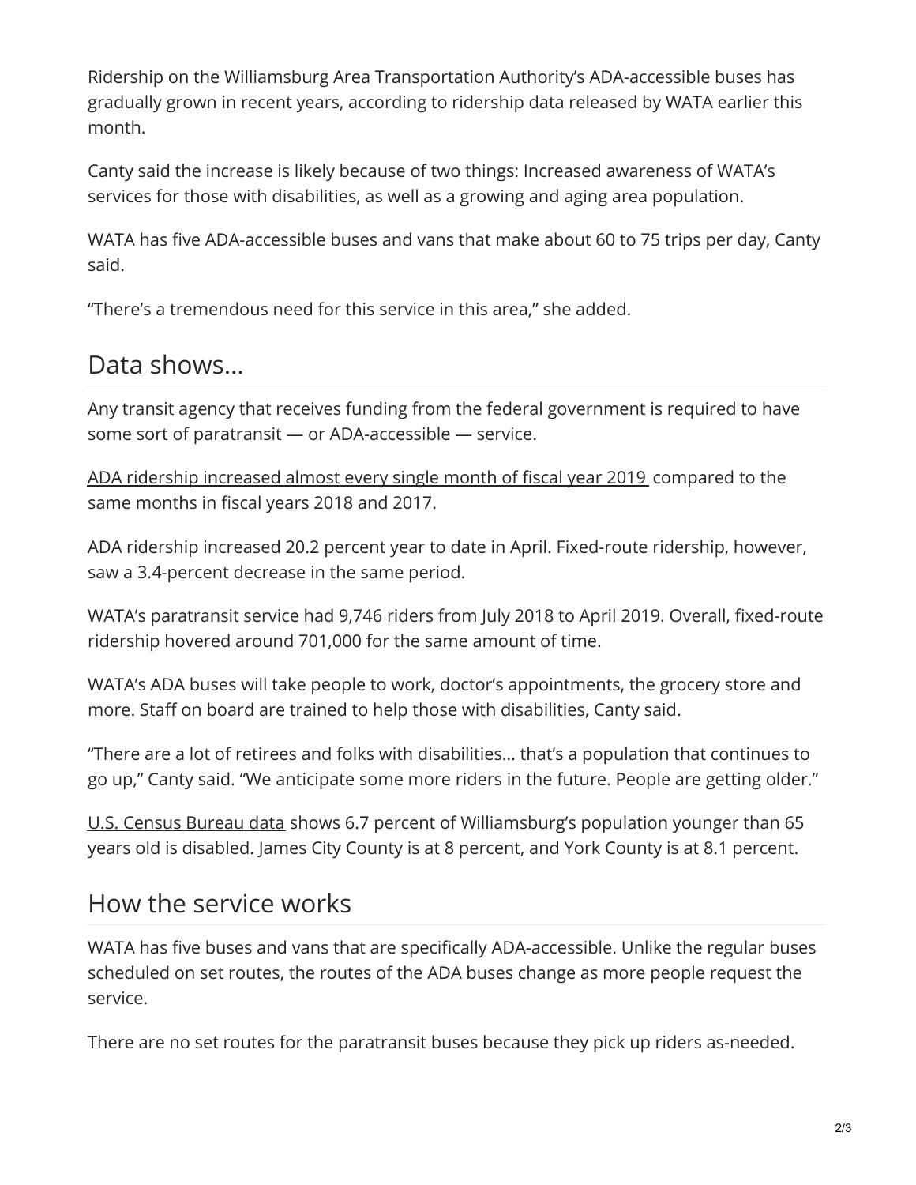Ridership on the Williamsburg Area Transportation Authority's ADA-accessible buses has gradually grown in recent years, according to ridership data released by WATA earlier this month.

Canty said the increase is likely because of two things: Increased awareness of WATA's services for those with disabilities, as well as a growing and aging area population.

WATA has five ADA-accessible buses and vans that make about 60 to 75 trips per day, Canty said.

"There's a tremendous need for this service in this area," she added.

## Data shows…

Any transit agency that receives funding from the federal government is required to have some sort of paratransit — or ADA-accessible — service.

ADA ridership increased almost every single month of fiscal year 2019 compared to the same months in fiscal years 2018 and 2017.

ADA ridership increased 20.2 percent year to date in April. Fixed-route ridership, however, saw a 3.4-percent decrease in the same period.

WATA's paratransit service had 9,746 riders from July 2018 to April 2019. Overall, fixed-route ridership hovered around 701,000 for the same amount of time.

WATA's ADA buses will take people to work, doctor's appointments, the grocery store and more. Staff on board are trained to help those with disabilities, Canty said.

"There are a lot of retirees and folks with disabilities… that's a population that continues to go up," Canty said. "We anticipate some more riders in the future. People are getting older."

U.S. Census Bureau data shows 6.7 percent of Williamsburg's population younger than 65 years old is disabled. James City County is at 8 percent, and York County is at 8.1 percent.

## How the service works

WATA has five buses and vans that are specifically ADA-accessible. Unlike the regular buses scheduled on set routes, the routes of the ADA buses change as more people request the service.

There are no set routes for the paratransit buses because they pick up riders as-needed.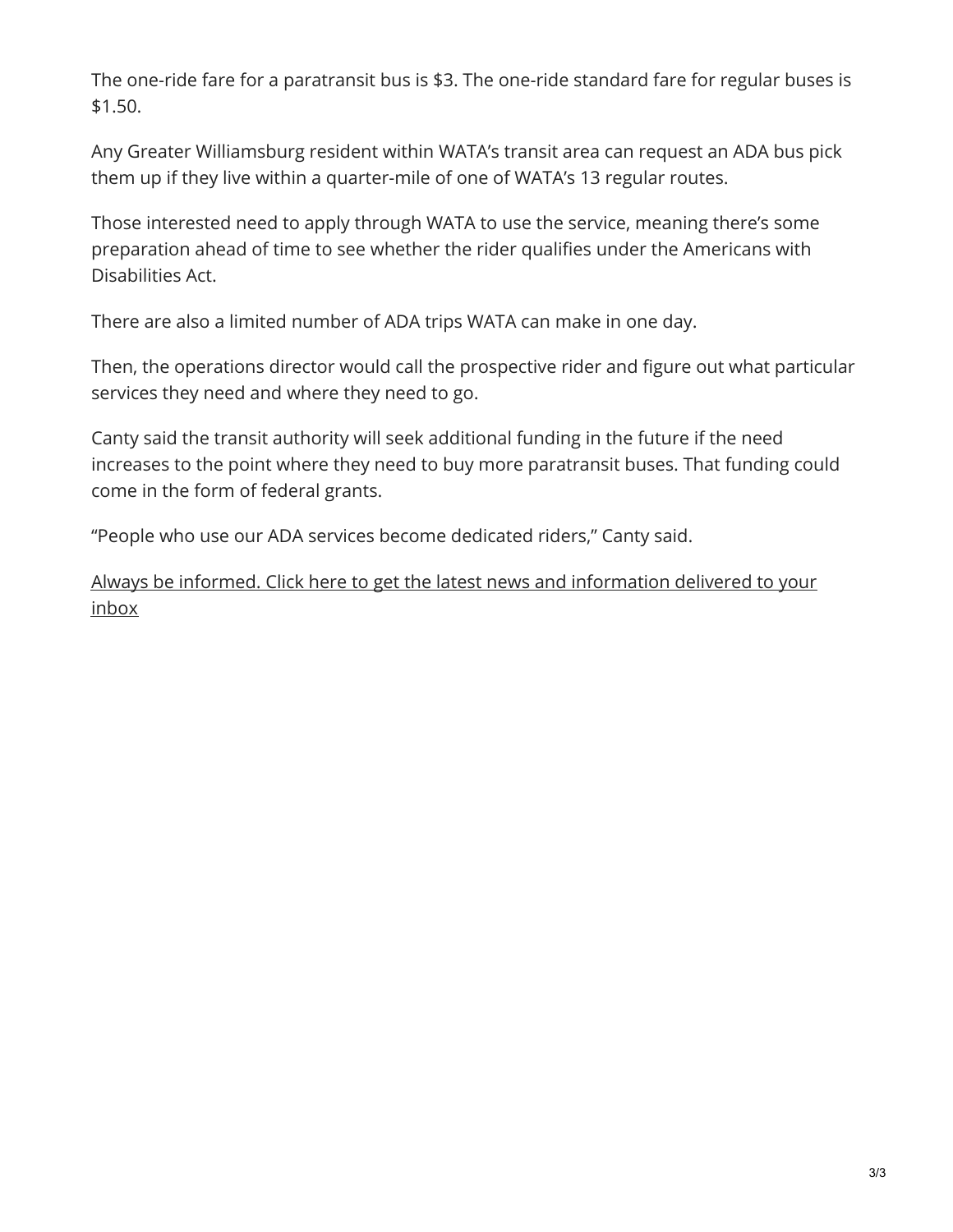The one-ride fare for a paratransit bus is $3. The one-ride standard fare for regular buses is $1.50.

Any Greater Williamsburg resident within WATA's transit area can request an ADA bus pick them up if they live within a quarter-mile of one of WATA's 13 regular routes.

Those interested need to apply through WATA to use the service, meaning there's some preparation ahead of time to see whether the rider qualifies under the Americans with Disabilities Act.

There are also a limited number of ADA trips WATA can make in one day.

Then, the operations director would call the prospective rider and figure out what particular services they need and where they need to go.

Canty said the transit authority will seek additional funding in the future if the need increases to the point where they need to buy more paratransit buses. That funding could come in the form of federal grants.

"People who use our ADA services become dedicated riders," Canty said.

Always be informed. Click here to get the latest news and information delivered to your inbox